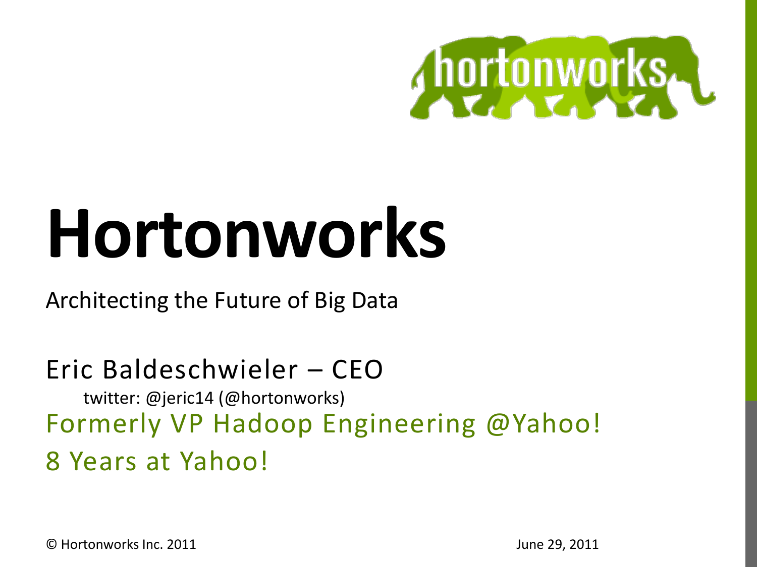# Hortonworks

Architecting the Future of Big Data

Eric Baldeschwieler – CEO

twitter: @jeric14 (@hortonworks)

Formerly VP Hadoop Engineering @Yahoo!

8 Years at Yahoo!

© Hortonworks Inc. 2011

June 29, 2011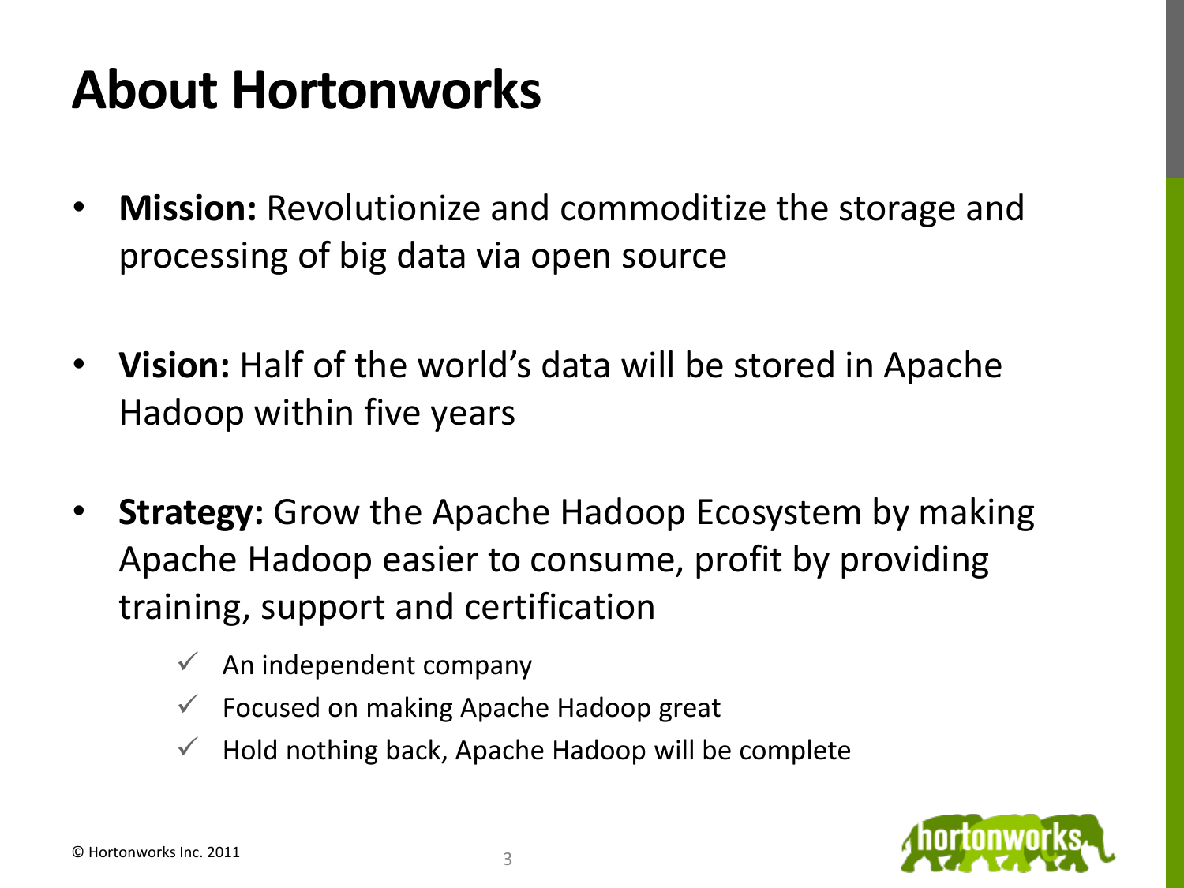# About Hortonworks

- **Mission:** Revolutionize and commoditize the storage and processing of big data via open source
- **Vision:** Half of the world's data will be stored in Apache Hadoop within five years
- **Strategy:** Grow the Apache Hadoop Ecosystem by making Apache Hadoop easier to consume, profit by providing training, support and certification
  - ✓ An independent company
  - ✓ Focused on making Apache Hadoop great
  - ✓ Hold nothing back, Apache Hadoop will be complete

© Hortonworks Inc. 2011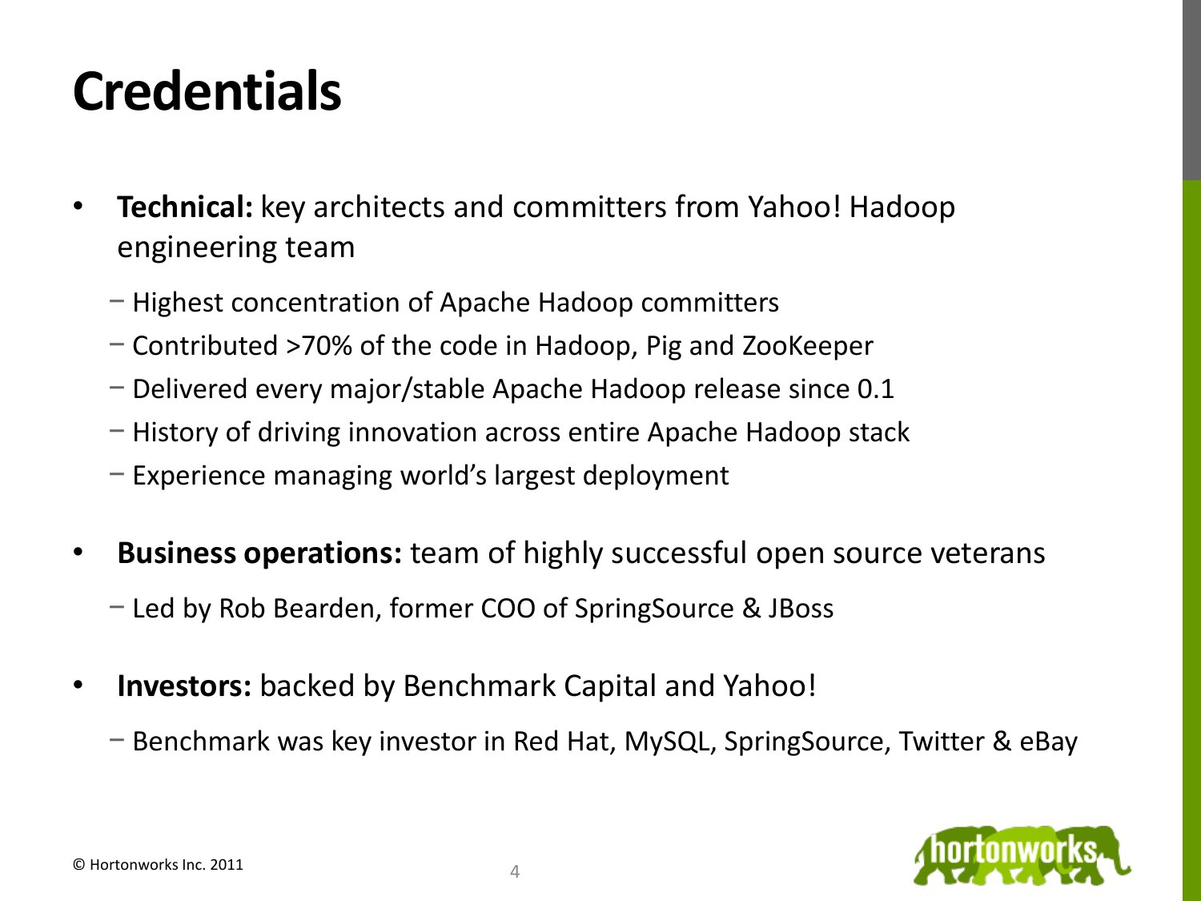# Credentials

- **Technical:** key architects and committers from Yahoo! Hadoop engineering team
  - Highest concentration of Apache Hadoop committers
  - Contributed >70% of the code in Hadoop, Pig and ZooKeeper
  - Delivered every major/stable Apache Hadoop release since 0.1
  - History of driving innovation across entire Apache Hadoop stack
  - Experience managing world's largest deployment
- **Business operations:** team of highly successful open source veterans
  - Led by Rob Bearden, former COO of SpringSource & JBoss
- **Investors:** backed by Benchmark Capital and Yahoo!
  - Benchmark was key investor in Red Hat, MySQL, SpringSource, Twitter & eBay

© Hortonworks Inc. 2011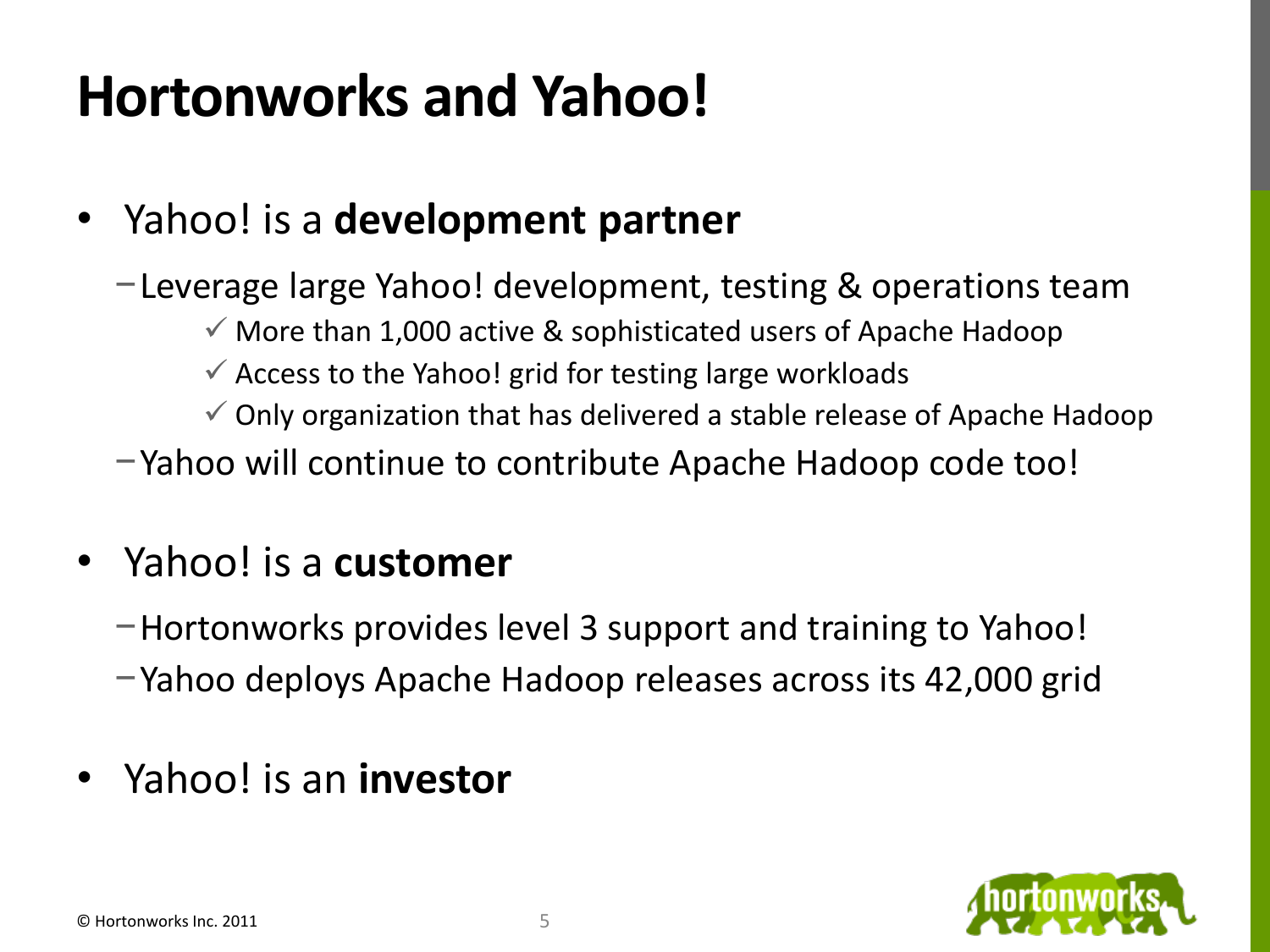# Hortonworks and Yahoo!

- Yahoo! is a **development partner**
  - Leverage large Yahoo! development, testing & operations team
    - ✓ More than 1,000 active & sophisticated users of Apache Hadoop
    - ✓ Access to the Yahoo! grid for testing large workloads
    - ✓ Only organization that has delivered a stable release of Apache Hadoop
  - Yahoo will continue to contribute Apache Hadoop code too!
- Yahoo! is a **customer**
  - Hortonworks provides level 3 support and training to Yahoo!
  - Yahoo deploys Apache Hadoop releases across its 42,000 grid
- Yahoo! is an **investor**

© Hortonworks Inc. 2011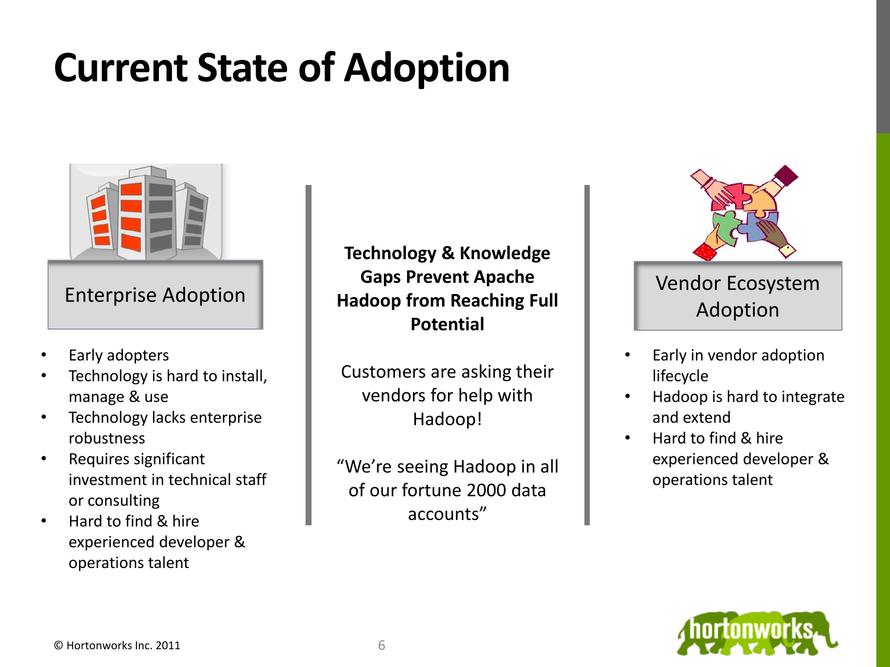# Current State of Adoption

## Enterprise Adoption

- Early adopters
- Technology is hard to install, manage & use
- Technology lacks enterprise robustness
- Requires significant investment in technical staff or consulting
- Hard to find & hire experienced developer & operations talent

**Technology & Knowledge Gaps Prevent Apache Hadoop from Reaching Full Potential**

Customers are asking their vendors for help with Hadoop!

"We're seeing Hadoop in all of our fortune 2000 data accounts"

## Vendor Ecosystem Adoption

- Early in vendor adoption lifecycle
- Hadoop is hard to integrate and extend
- Hard to find & hire experienced developer & operations talent

© Hortonworks Inc. 2011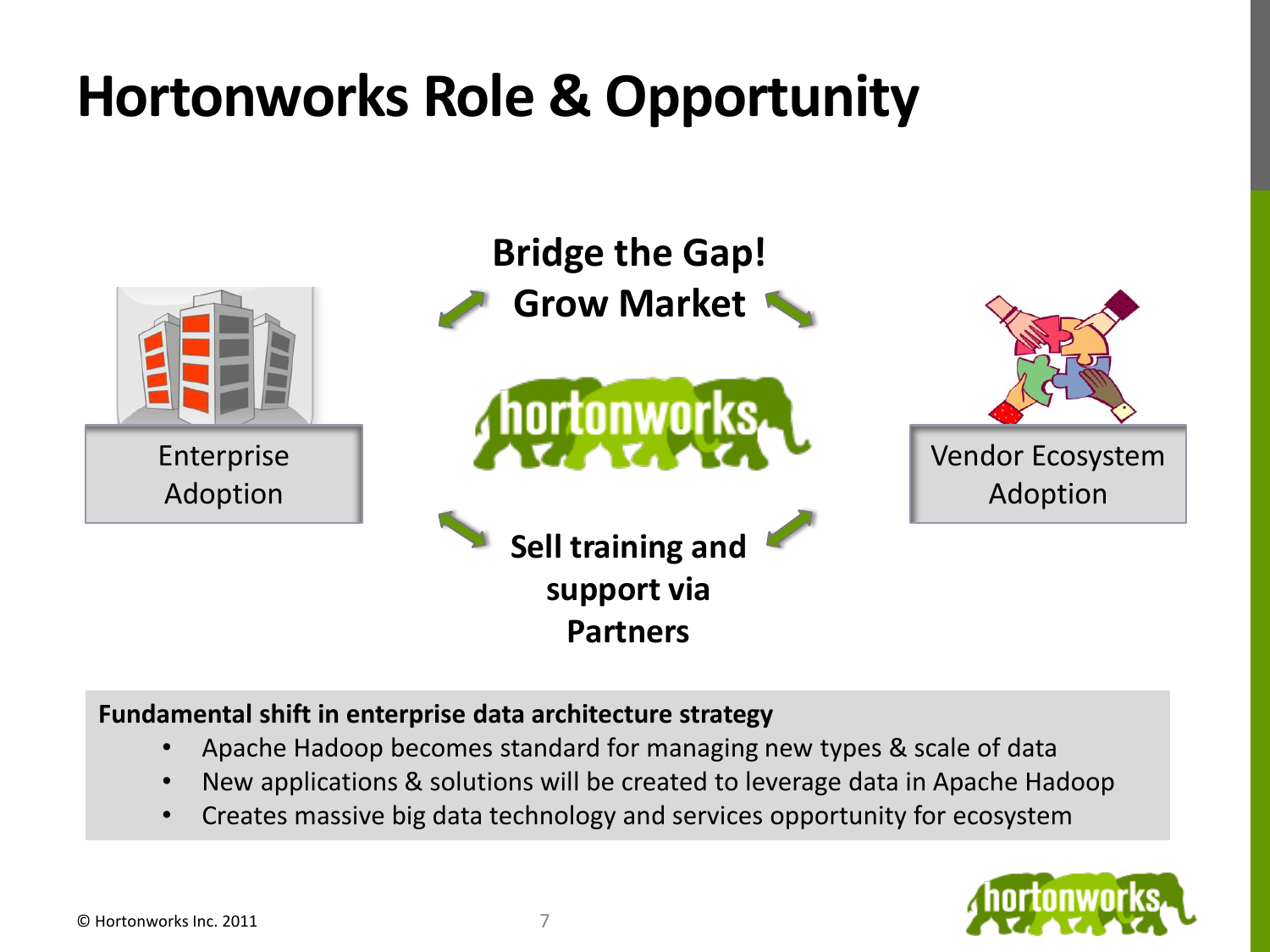# Hortonworks Role & Opportunity

Enterprise Adoption

**Bridge the Gap!**
**Grow Market**

hortonworks

**Sell training and support via Partners**

Vendor Ecosystem Adoption

**Fundamental shift in enterprise data architecture strategy**

- Apache Hadoop becomes standard for managing new types & scale of data
- New applications & solutions will be created to leverage data in Apache Hadoop
- Creates massive big data technology and services opportunity for ecosystem

© Hortonworks Inc. 2011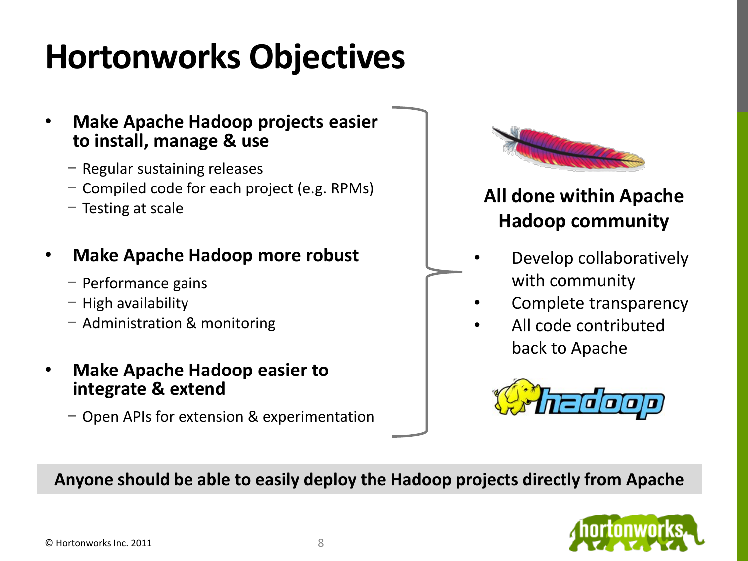# Hortonworks Objectives

- **Make Apache Hadoop projects easier to install, manage & use**
  - Regular sustaining releases
  - Compiled code for each project (e.g. RPMs)
  - Testing at scale
- **Make Apache Hadoop more robust**
  - Performance gains
  - High availability
  - Administration & monitoring
- **Make Apache Hadoop easier to integrate & extend**
  - Open APIs for extension & experimentation

**All done within Apache Hadoop community**

- Develop collaboratively with community
- Complete transparency
- All code contributed back to Apache

**Anyone should be able to easily deploy the Hadoop projects directly from Apache**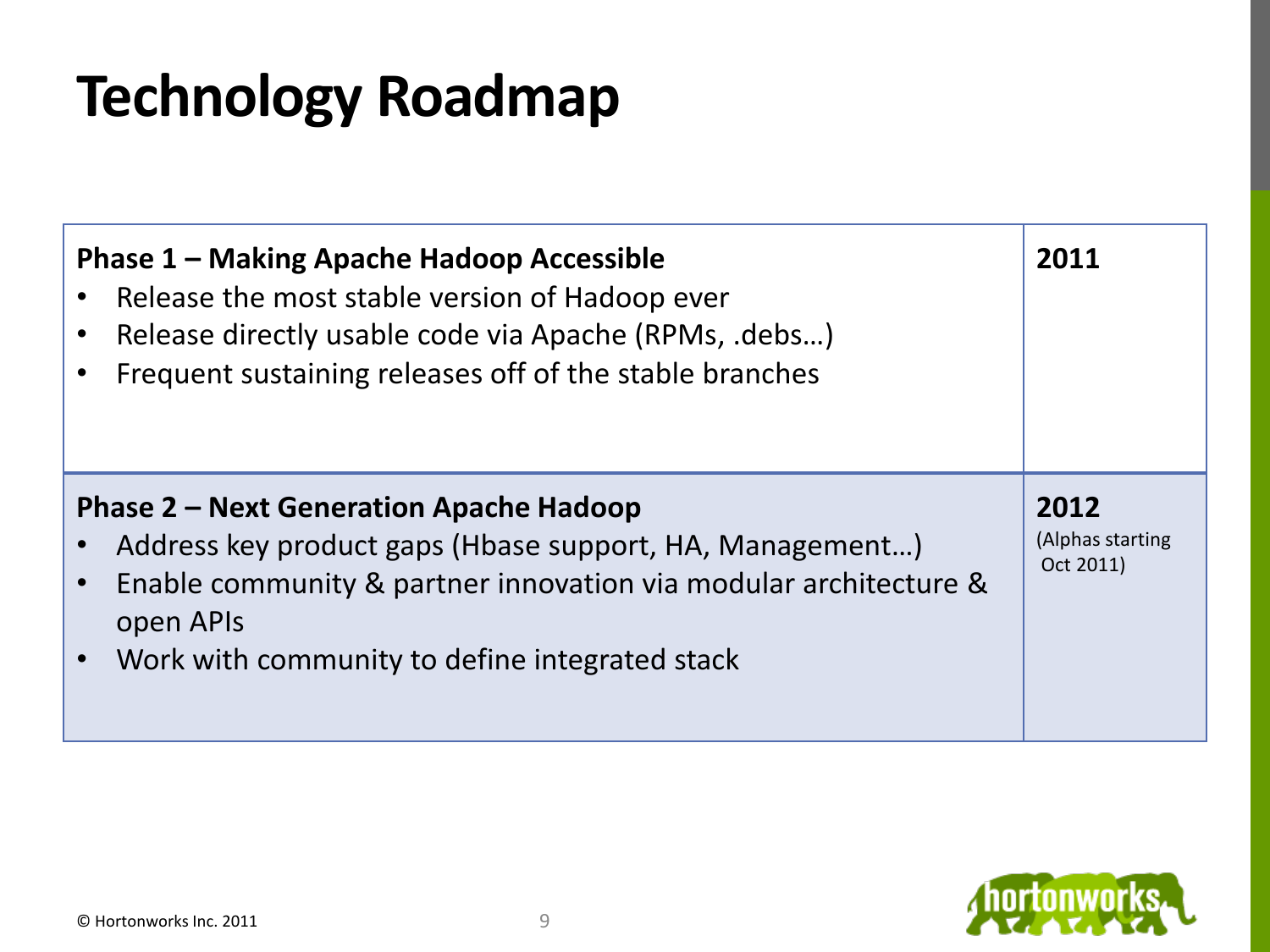# Technology Roadmap

| Phase | Timeline |
| --- | --- |
| **Phase 1 – Making Apache Hadoop Accessible**<br>• Release the most stable version of Hadoop ever<br>• Release directly usable code via Apache (RPMs, .debs…)<br>• Frequent sustaining releases off of the stable branches | **2011** |
| **Phase 2 – Next Generation Apache Hadoop**<br>• Address key product gaps (Hbase support, HA, Management…)<br>• Enable community & partner innovation via modular architecture & open APIs<br>• Work with community to define integrated stack | **2012**<br>(Alphas starting Oct 2011) |

© Hortonworks Inc. 2011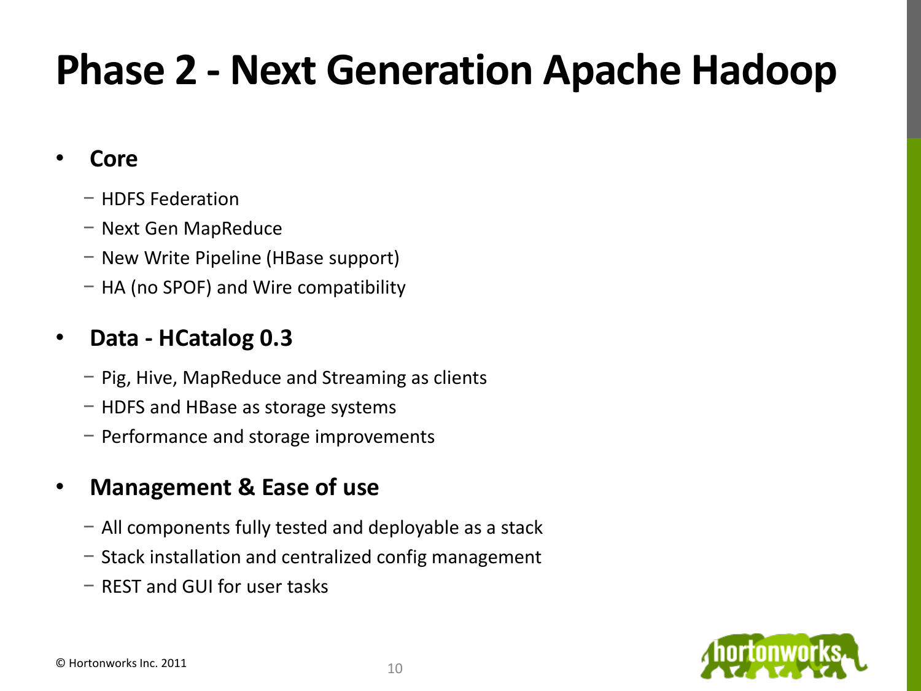# Phase 2 - Next Generation Apache Hadoop

- **Core**
  - HDFS Federation
  - Next Gen MapReduce
  - New Write Pipeline (HBase support)
  - HA (no SPOF) and Wire compatibility

- **Data - HCatalog 0.3**
  - Pig, Hive, MapReduce and Streaming as clients
  - HDFS and HBase as storage systems
  - Performance and storage improvements

- **Management & Ease of use**
  - All components fully tested and deployable as a stack
  - Stack installation and centralized config management
  - REST and GUI for user tasks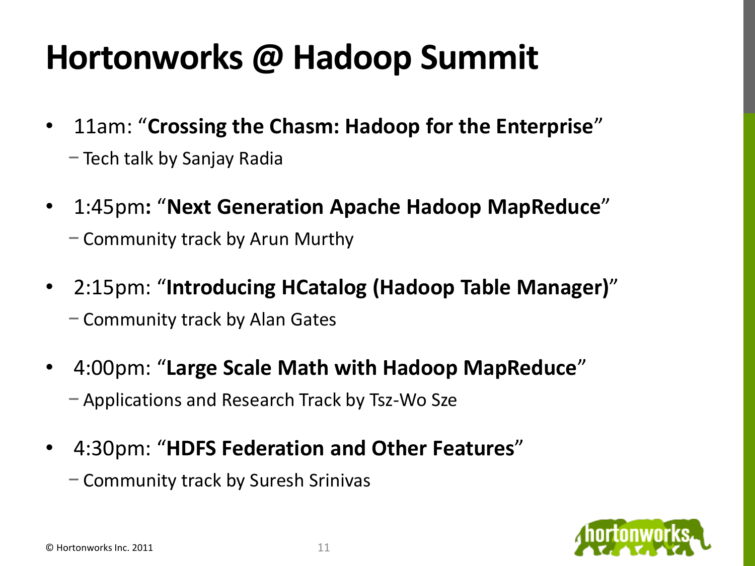# Hortonworks @ Hadoop Summit

- 11am: "**Crossing the Chasm: Hadoop for the Enterprise**"
  - Tech talk by Sanjay Radia
- 1:45pm**:** "**Next Generation Apache Hadoop MapReduce**"
  - Community track by Arun Murthy
- 2:15pm: "**Introducing HCatalog (Hadoop Table Manager)**"
  - Community track by Alan Gates
- 4:00pm: "**Large Scale Math with Hadoop MapReduce**"
  - Applications and Research Track by Tsz-Wo Sze
- 4:30pm: "**HDFS Federation and Other Features**"
  - Community track by Suresh Srinivas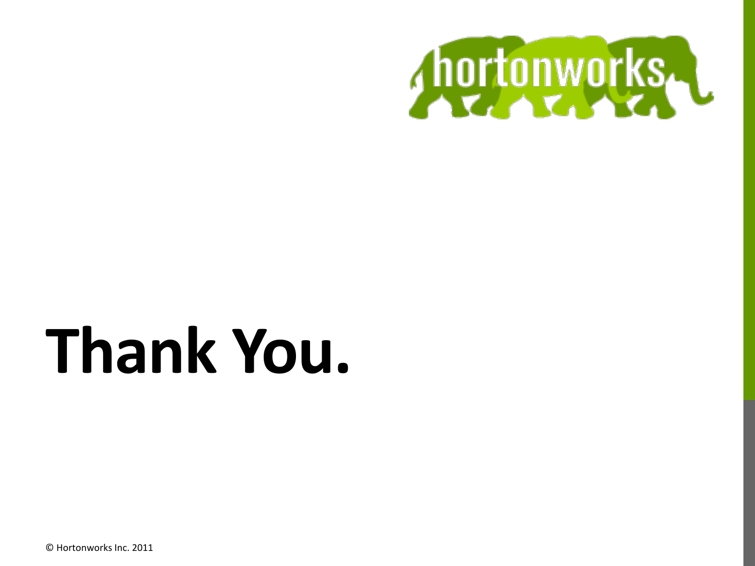hortonworks

# Thank You.

© Hortonworks Inc. 2011